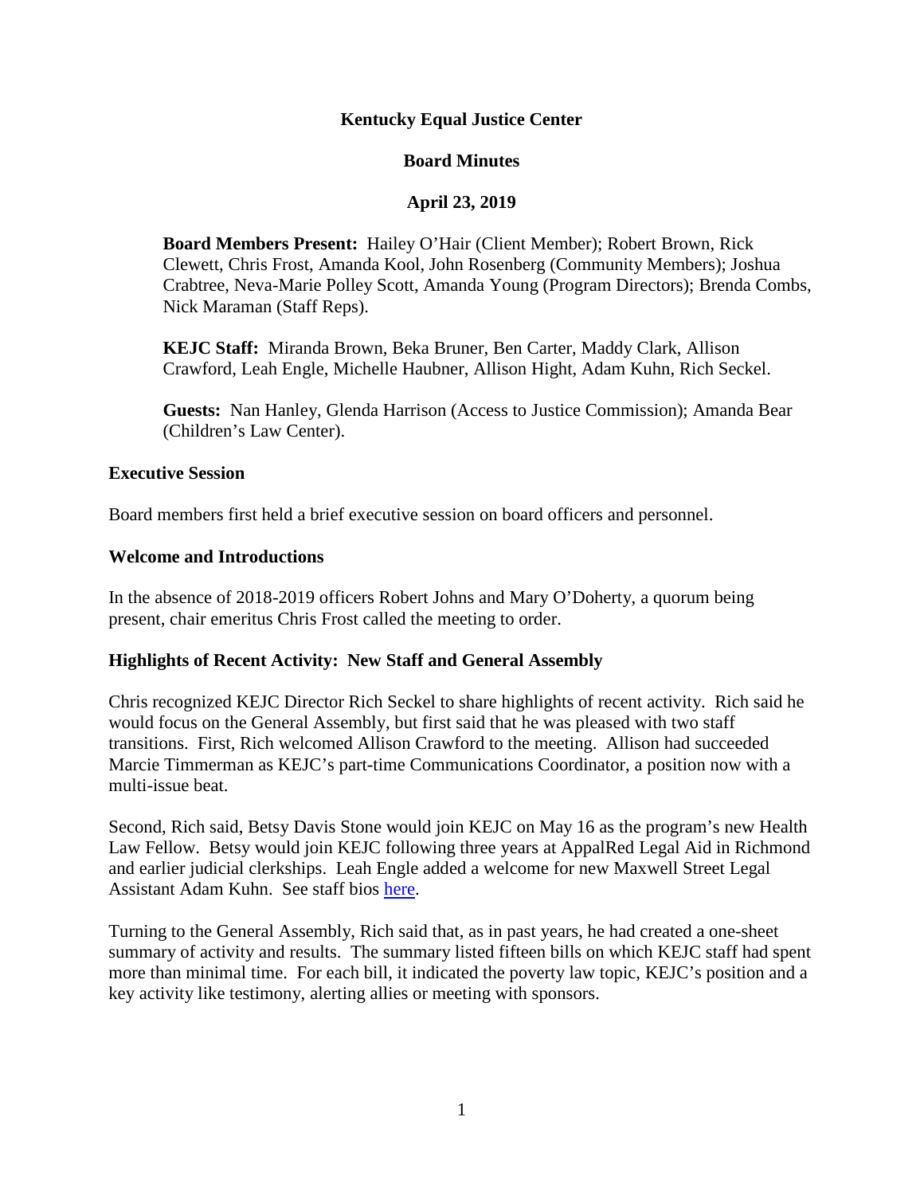# Kentucky Equal Justice Center

## Board Minutes

## April 23, 2019

**Board Members Present:** Hailey O'Hair (Client Member); Robert Brown, Rick Clewett, Chris Frost, Amanda Kool, John Rosenberg (Community Members); Joshua Crabtree, Neva-Marie Polley Scott, Amanda Young (Program Directors); Brenda Combs, Nick Maraman (Staff Reps).

**KEJC Staff:** Miranda Brown, Beka Bruner, Ben Carter, Maddy Clark, Allison Crawford, Leah Engle, Michelle Haubner, Allison Hight, Adam Kuhn, Rich Seckel.

**Guests:** Nan Hanley, Glenda Harrison (Access to Justice Commission); Amanda Bear (Children's Law Center).

### Executive Session

Board members first held a brief executive session on board officers and personnel.

### Welcome and Introductions

In the absence of 2018-2019 officers Robert Johns and Mary O'Doherty, a quorum being present, chair emeritus Chris Frost called the meeting to order.

### Highlights of Recent Activity: New Staff and General Assembly

Chris recognized KEJC Director Rich Seckel to share highlights of recent activity. Rich said he would focus on the General Assembly, but first said that he was pleased with two staff transitions. First, Rich welcomed Allison Crawford to the meeting. Allison had succeeded Marcie Timmerman as KEJC's part-time Communications Coordinator, a position now with a multi-issue beat.

Second, Rich said, Betsy Davis Stone would join KEJC on May 16 as the program's new Health Law Fellow. Betsy would join KEJC following three years at AppalRed Legal Aid in Richmond and earlier judicial clerkships. Leah Engle added a welcome for new Maxwell Street Legal Assistant Adam Kuhn. See staff bios here.

Turning to the General Assembly, Rich said that, as in past years, he had created a one-sheet summary of activity and results. The summary listed fifteen bills on which KEJC staff had spent more than minimal time. For each bill, it indicated the poverty law topic, KEJC's position and a key activity like testimony, alerting allies or meeting with sponsors.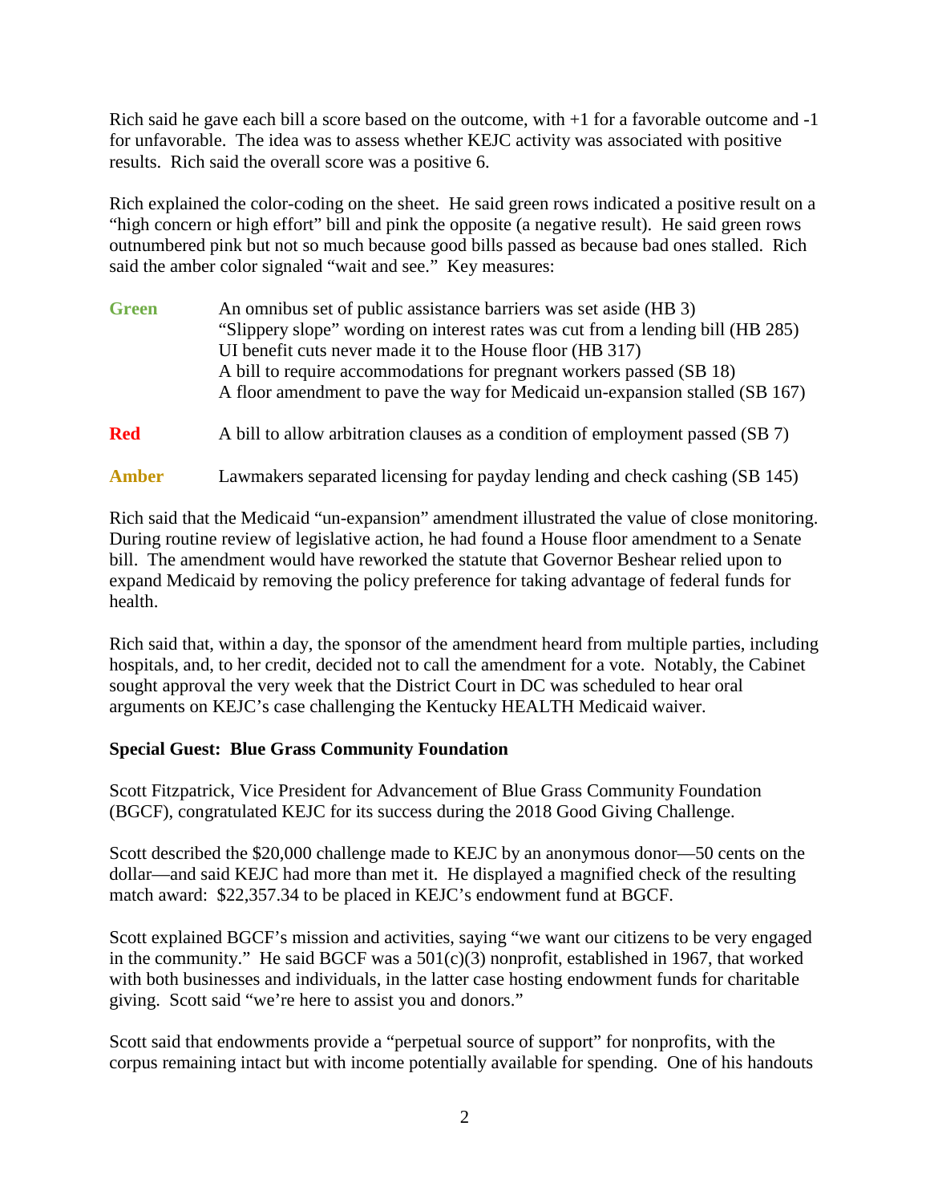Rich said he gave each bill a score based on the outcome, with +1 for a favorable outcome and -1 for unfavorable. The idea was to assess whether KEJC activity was associated with positive results. Rich said the overall score was a positive 6.

Rich explained the color-coding on the sheet. He said green rows indicated a positive result on a "high concern or high effort" bill and pink the opposite (a negative result). He said green rows outnumbered pink but not so much because good bills passed as because bad ones stalled. Rich said the amber color signaled "wait and see." Key measures:

**Green**

- An omnibus set of public assistance barriers was set aside (HB 3)
- "Slippery slope" wording on interest rates was cut from a lending bill (HB 285)
- UI benefit cuts never made it to the House floor (HB 317)
- A bill to require accommodations for pregnant workers passed (SB 18)
- A floor amendment to pave the way for Medicaid un-expansion stalled (SB 167)

**Red**

- A bill to allow arbitration clauses as a condition of employment passed (SB 7)

**Amber**

- Lawmakers separated licensing for payday lending and check cashing (SB 145)

Rich said that the Medicaid "un-expansion" amendment illustrated the value of close monitoring. During routine review of legislative action, he had found a House floor amendment to a Senate bill. The amendment would have reworked the statute that Governor Beshear relied upon to expand Medicaid by removing the policy preference for taking advantage of federal funds for health.

Rich said that, within a day, the sponsor of the amendment heard from multiple parties, including hospitals, and, to her credit, decided not to call the amendment for a vote. Notably, the Cabinet sought approval the very week that the District Court in DC was scheduled to hear oral arguments on KEJC's case challenging the Kentucky HEALTH Medicaid waiver.

**Special Guest: Blue Grass Community Foundation**

Scott Fitzpatrick, Vice President for Advancement of Blue Grass Community Foundation (BGCF), congratulated KEJC for its success during the 2018 Good Giving Challenge.

Scott described the $20,000 challenge made to KEJC by an anonymous donor—50 cents on the dollar—and said KEJC had more than met it. He displayed a magnified check of the resulting match award: $22,357.34 to be placed in KEJC's endowment fund at BGCF.

Scott explained BGCF's mission and activities, saying "we want our citizens to be very engaged in the community." He said BGCF was a 501(c)(3) nonprofit, established in 1967, that worked with both businesses and individuals, in the latter case hosting endowment funds for charitable giving. Scott said "we're here to assist you and donors."

Scott said that endowments provide a "perpetual source of support" for nonprofits, with the corpus remaining intact but with income potentially available for spending. One of his handouts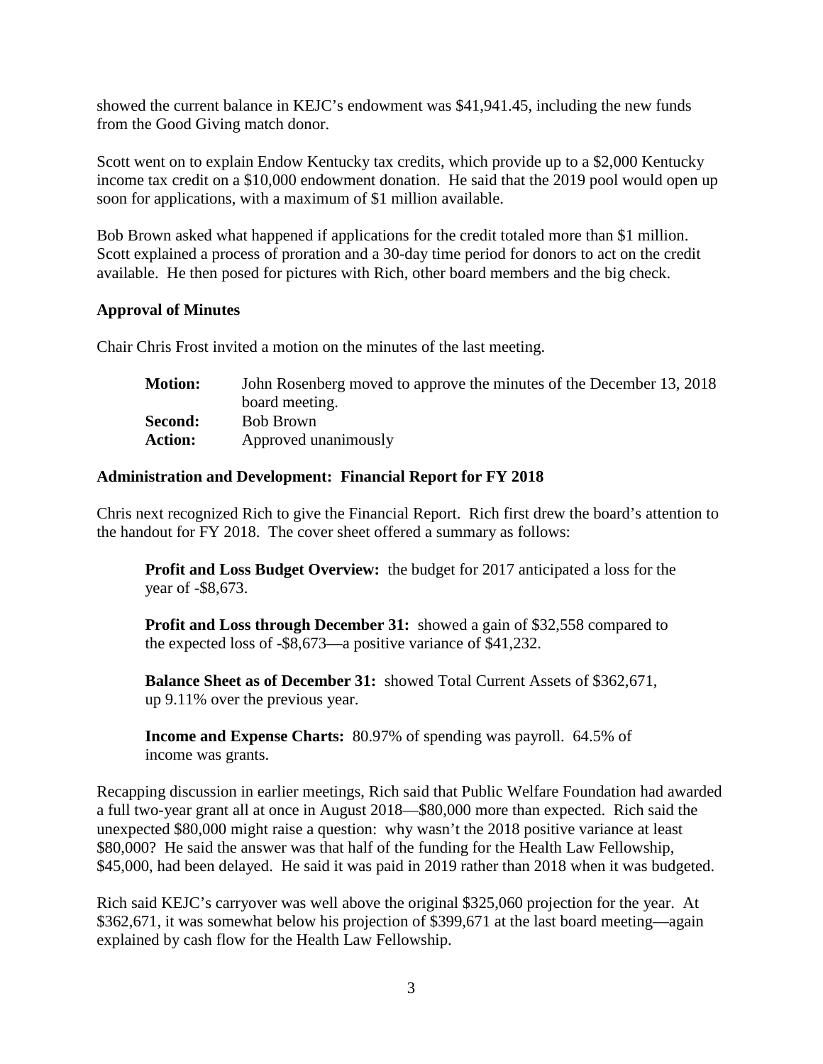showed the current balance in KEJC's endowment was $41,941.45, including the new funds from the Good Giving match donor.

Scott went on to explain Endow Kentucky tax credits, which provide up to a $2,000 Kentucky income tax credit on a $10,000 endowment donation. He said that the 2019 pool would open up soon for applications, with a maximum of $1 million available.

Bob Brown asked what happened if applications for the credit totaled more than $1 million. Scott explained a process of proration and a 30-day time period for donors to act on the credit available. He then posed for pictures with Rich, other board members and the big check.

**Approval of Minutes**

Chair Chris Frost invited a motion on the minutes of the last meeting.

**Motion:** John Rosenberg moved to approve the minutes of the December 13, 2018 board meeting.
**Second:** Bob Brown
**Action:** Approved unanimously

**Administration and Development: Financial Report for FY 2018**

Chris next recognized Rich to give the Financial Report. Rich first drew the board's attention to the handout for FY 2018. The cover sheet offered a summary as follows:

**Profit and Loss Budget Overview:** the budget for 2017 anticipated a loss for the year of -$8,673.

**Profit and Loss through December 31:** showed a gain of $32,558 compared to the expected loss of -$8,673—a positive variance of $41,232.

**Balance Sheet as of December 31:** showed Total Current Assets of $362,671, up 9.11% over the previous year.

**Income and Expense Charts:** 80.97% of spending was payroll. 64.5% of income was grants.

Recapping discussion in earlier meetings, Rich said that Public Welfare Foundation had awarded a full two-year grant all at once in August 2018—$80,000 more than expected. Rich said the unexpected $80,000 might raise a question: why wasn't the 2018 positive variance at least $80,000? He said the answer was that half of the funding for the Health Law Fellowship, $45,000, had been delayed. He said it was paid in 2019 rather than 2018 when it was budgeted.

Rich said KEJC's carryover was well above the original $325,060 projection for the year. At $362,671, it was somewhat below his projection of $399,671 at the last board meeting—again explained by cash flow for the Health Law Fellowship.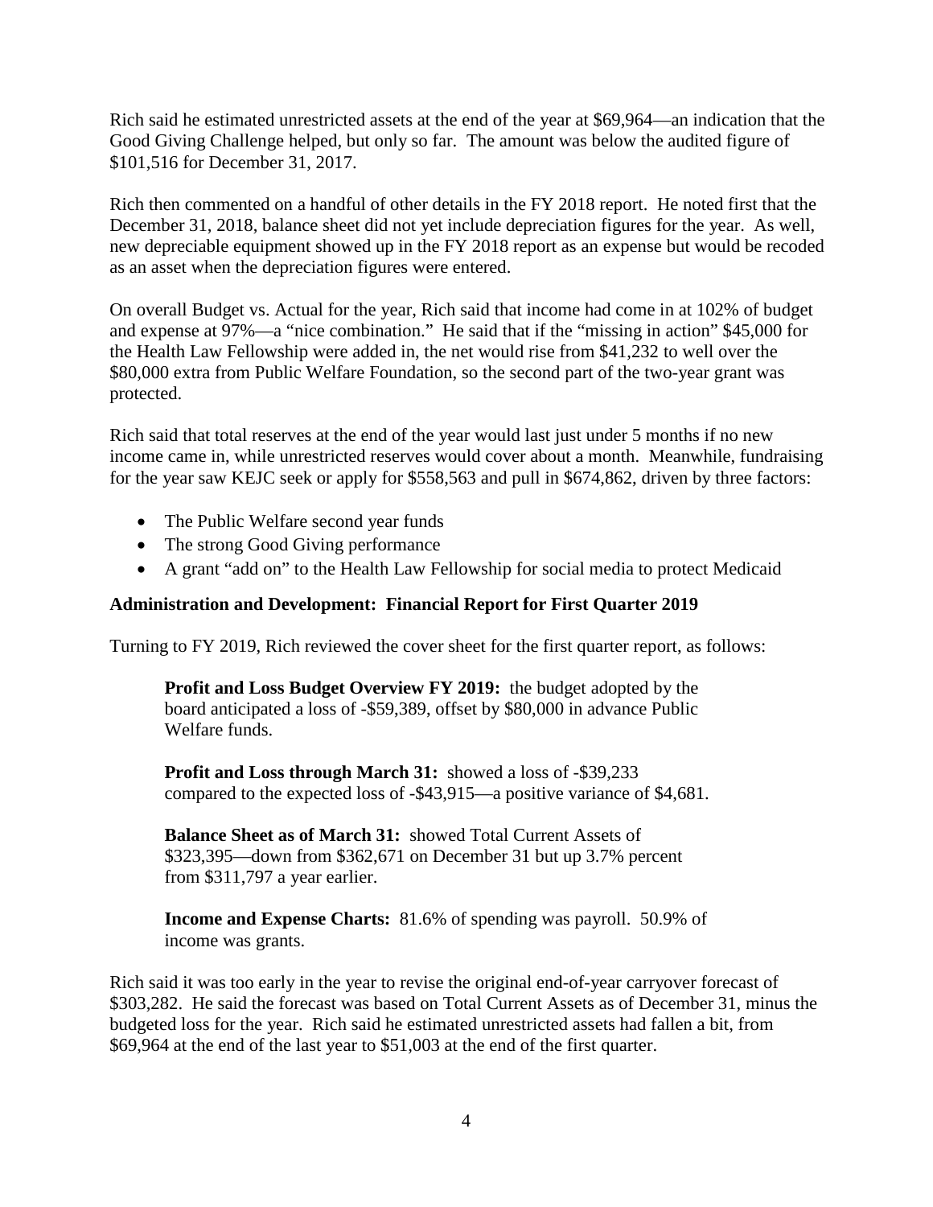Rich said he estimated unrestricted assets at the end of the year at $69,964—an indication that the Good Giving Challenge helped, but only so far. The amount was below the audited figure of $101,516 for December 31, 2017.

Rich then commented on a handful of other details in the FY 2018 report. He noted first that the December 31, 2018, balance sheet did not yet include depreciation figures for the year. As well, new depreciable equipment showed up in the FY 2018 report as an expense but would be recoded as an asset when the depreciation figures were entered.

On overall Budget vs. Actual for the year, Rich said that income had come in at 102% of budget and expense at 97%—a "nice combination." He said that if the "missing in action" $45,000 for the Health Law Fellowship were added in, the net would rise from $41,232 to well over the $80,000 extra from Public Welfare Foundation, so the second part of the two-year grant was protected.

Rich said that total reserves at the end of the year would last just under 5 months if no new income came in, while unrestricted reserves would cover about a month. Meanwhile, fundraising for the year saw KEJC seek or apply for $558,563 and pull in $674,862, driven by three factors:

- The Public Welfare second year funds
- The strong Good Giving performance
- A grant "add on" to the Health Law Fellowship for social media to protect Medicaid

**Administration and Development: Financial Report for First Quarter 2019**

Turning to FY 2019, Rich reviewed the cover sheet for the first quarter report, as follows:

> **Profit and Loss Budget Overview FY 2019:** the budget adopted by the board anticipated a loss of -$59,389, offset by $80,000 in advance Public Welfare funds.
>
> **Profit and Loss through March 31:** showed a loss of -$39,233 compared to the expected loss of -$43,915—a positive variance of $4,681.
>
> **Balance Sheet as of March 31:** showed Total Current Assets of $323,395—down from $362,671 on December 31 but up 3.7% percent from $311,797 a year earlier.
>
> **Income and Expense Charts:** 81.6% of spending was payroll. 50.9% of income was grants.

Rich said it was too early in the year to revise the original end-of-year carryover forecast of $303,282. He said the forecast was based on Total Current Assets as of December 31, minus the budgeted loss for the year. Rich said he estimated unrestricted assets had fallen a bit, from $69,964 at the end of the last year to $51,003 at the end of the first quarter.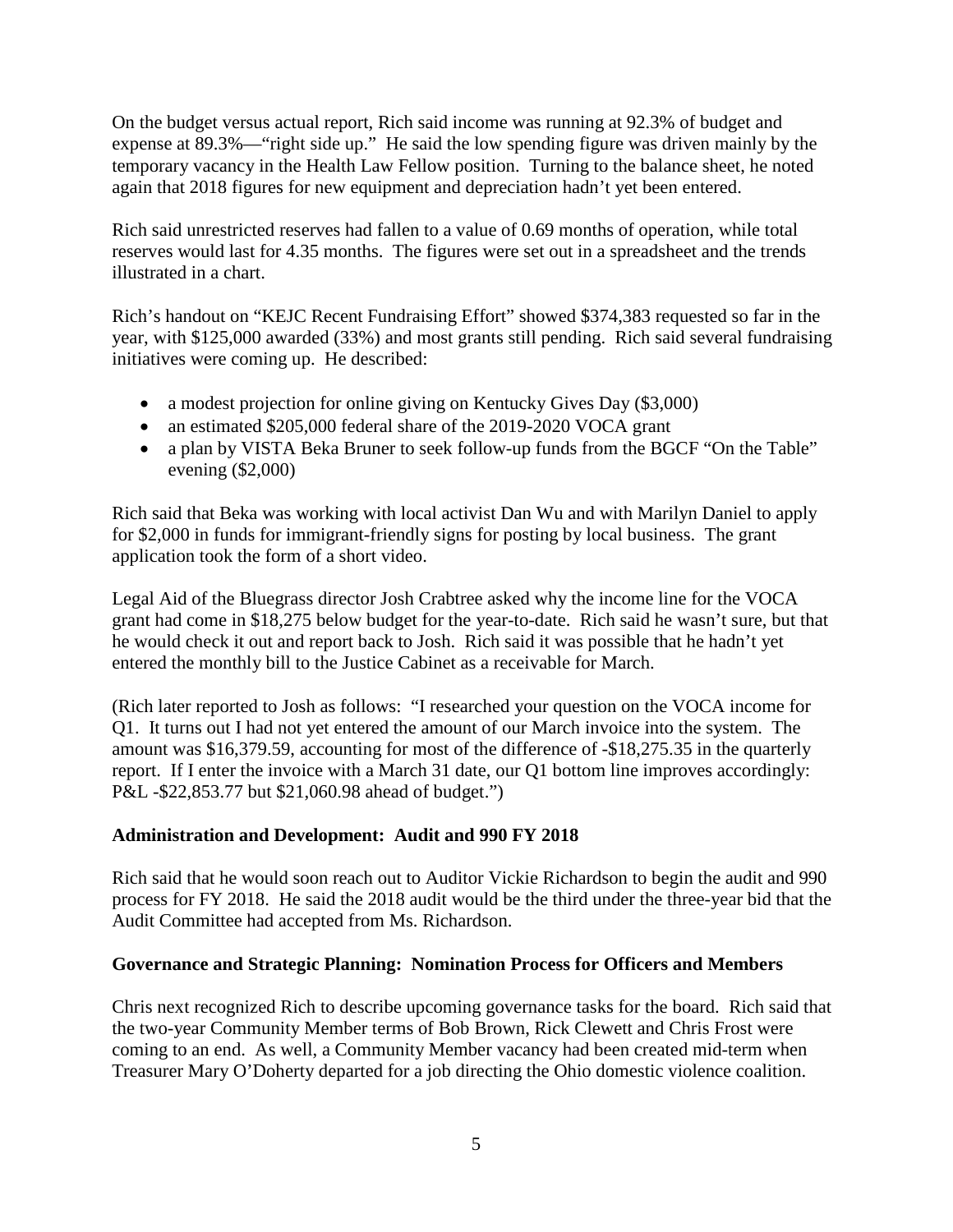On the budget versus actual report, Rich said income was running at 92.3% of budget and expense at 89.3%—"right side up." He said the low spending figure was driven mainly by the temporary vacancy in the Health Law Fellow position. Turning to the balance sheet, he noted again that 2018 figures for new equipment and depreciation hadn't yet been entered.

Rich said unrestricted reserves had fallen to a value of 0.69 months of operation, while total reserves would last for 4.35 months. The figures were set out in a spreadsheet and the trends illustrated in a chart.

Rich's handout on "KEJC Recent Fundraising Effort" showed $374,383 requested so far in the year, with $125,000 awarded (33%) and most grants still pending. Rich said several fundraising initiatives were coming up. He described:

- a modest projection for online giving on Kentucky Gives Day ($3,000)
- an estimated $205,000 federal share of the 2019-2020 VOCA grant
- a plan by VISTA Beka Bruner to seek follow-up funds from the BGCF "On the Table" evening ($2,000)

Rich said that Beka was working with local activist Dan Wu and with Marilyn Daniel to apply for $2,000 in funds for immigrant-friendly signs for posting by local business. The grant application took the form of a short video.

Legal Aid of the Bluegrass director Josh Crabtree asked why the income line for the VOCA grant had come in $18,275 below budget for the year-to-date. Rich said he wasn't sure, but that he would check it out and report back to Josh. Rich said it was possible that he hadn't yet entered the monthly bill to the Justice Cabinet as a receivable for March.

(Rich later reported to Josh as follows: "I researched your question on the VOCA income for Q1. It turns out I had not yet entered the amount of our March invoice into the system. The amount was $16,379.59, accounting for most of the difference of -$18,275.35 in the quarterly report. If I enter the invoice with a March 31 date, our Q1 bottom line improves accordingly: P&L -$22,853.77 but $21,060.98 ahead of budget.")

**Administration and Development: Audit and 990 FY 2018**

Rich said that he would soon reach out to Auditor Vickie Richardson to begin the audit and 990 process for FY 2018. He said the 2018 audit would be the third under the three-year bid that the Audit Committee had accepted from Ms. Richardson.

**Governance and Strategic Planning: Nomination Process for Officers and Members**

Chris next recognized Rich to describe upcoming governance tasks for the board. Rich said that the two-year Community Member terms of Bob Brown, Rick Clewett and Chris Frost were coming to an end. As well, a Community Member vacancy had been created mid-term when Treasurer Mary O'Doherty departed for a job directing the Ohio domestic violence coalition.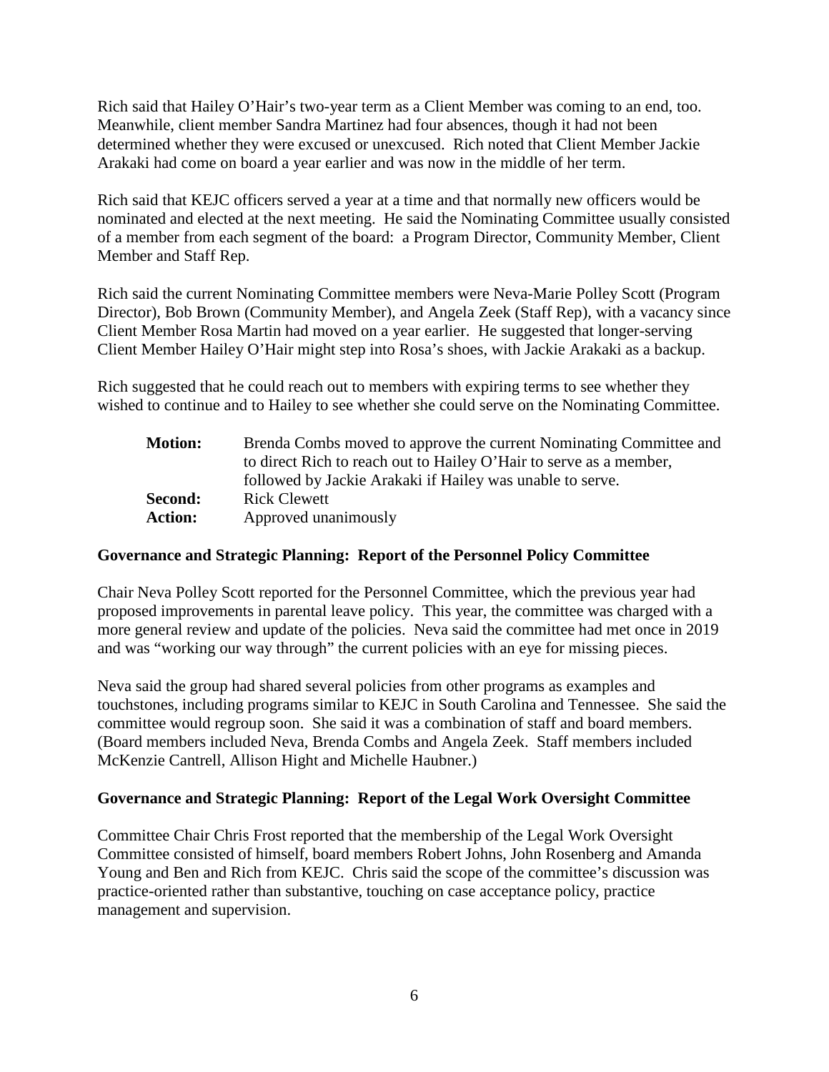Rich said that Hailey O'Hair's two-year term as a Client Member was coming to an end, too. Meanwhile, client member Sandra Martinez had four absences, though it had not been determined whether they were excused or unexcused. Rich noted that Client Member Jackie Arakaki had come on board a year earlier and was now in the middle of her term.

Rich said that KEJC officers served a year at a time and that normally new officers would be nominated and elected at the next meeting. He said the Nominating Committee usually consisted of a member from each segment of the board: a Program Director, Community Member, Client Member and Staff Rep.

Rich said the current Nominating Committee members were Neva-Marie Polley Scott (Program Director), Bob Brown (Community Member), and Angela Zeek (Staff Rep), with a vacancy since Client Member Rosa Martin had moved on a year earlier. He suggested that longer-serving Client Member Hailey O'Hair might step into Rosa's shoes, with Jackie Arakaki as a backup.

Rich suggested that he could reach out to members with expiring terms to see whether they wished to continue and to Hailey to see whether she could serve on the Nominating Committee.

| | |
|---|---|
| **Motion:** | Brenda Combs moved to approve the current Nominating Committee and to direct Rich to reach out to Hailey O'Hair to serve as a member, followed by Jackie Arakaki if Hailey was unable to serve. |
| **Second:** | Rick Clewett |
| **Action:** | Approved unanimously |

**Governance and Strategic Planning: Report of the Personnel Policy Committee**

Chair Neva Polley Scott reported for the Personnel Committee, which the previous year had proposed improvements in parental leave policy. This year, the committee was charged with a more general review and update of the policies. Neva said the committee had met once in 2019 and was "working our way through" the current policies with an eye for missing pieces.

Neva said the group had shared several policies from other programs as examples and touchstones, including programs similar to KEJC in South Carolina and Tennessee. She said the committee would regroup soon. She said it was a combination of staff and board members. (Board members included Neva, Brenda Combs and Angela Zeek. Staff members included McKenzie Cantrell, Allison Hight and Michelle Haubner.)

**Governance and Strategic Planning: Report of the Legal Work Oversight Committee**

Committee Chair Chris Frost reported that the membership of the Legal Work Oversight Committee consisted of himself, board members Robert Johns, John Rosenberg and Amanda Young and Ben and Rich from KEJC. Chris said the scope of the committee's discussion was practice-oriented rather than substantive, touching on case acceptance policy, practice management and supervision.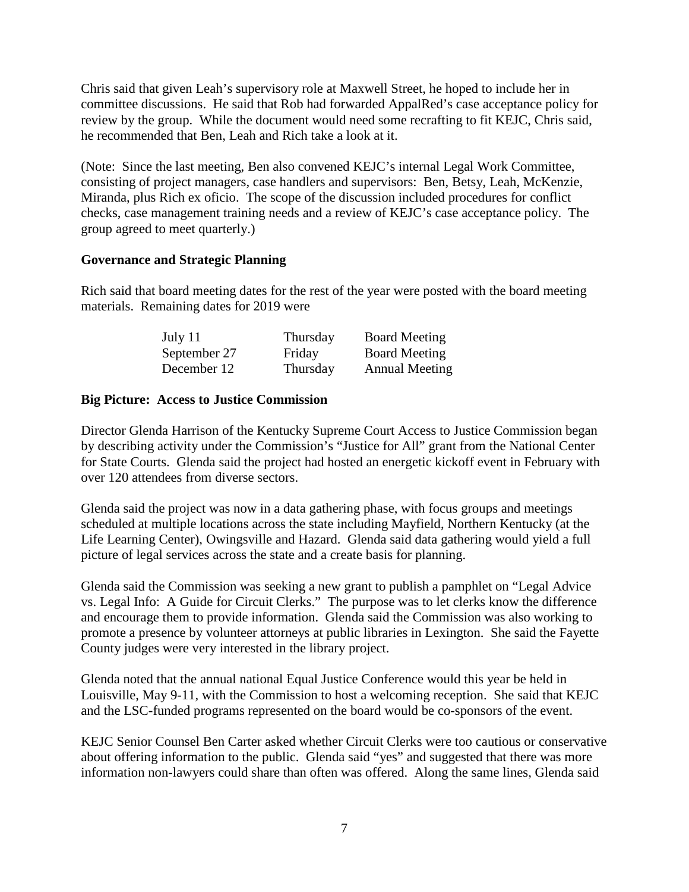Chris said that given Leah's supervisory role at Maxwell Street, he hoped to include her in committee discussions. He said that Rob had forwarded AppalRed's case acceptance policy for review by the group. While the document would need some recrafting to fit KEJC, Chris said, he recommended that Ben, Leah and Rich take a look at it.

(Note: Since the last meeting, Ben also convened KEJC's internal Legal Work Committee, consisting of project managers, case handlers and supervisors: Ben, Betsy, Leah, McKenzie, Miranda, plus Rich ex oficio. The scope of the discussion included procedures for conflict checks, case management training needs and a review of KEJC's case acceptance policy. The group agreed to meet quarterly.)

**Governance and Strategic Planning**

Rich said that board meeting dates for the rest of the year were posted with the board meeting materials. Remaining dates for 2019 were

| | | |
|---|---|---|
| July 11 | Thursday | Board Meeting |
| September 27 | Friday | Board Meeting |
| December 12 | Thursday | Annual Meeting |

**Big Picture: Access to Justice Commission**

Director Glenda Harrison of the Kentucky Supreme Court Access to Justice Commission began by describing activity under the Commission's "Justice for All" grant from the National Center for State Courts. Glenda said the project had hosted an energetic kickoff event in February with over 120 attendees from diverse sectors.

Glenda said the project was now in a data gathering phase, with focus groups and meetings scheduled at multiple locations across the state including Mayfield, Northern Kentucky (at the Life Learning Center), Owingsville and Hazard. Glenda said data gathering would yield a full picture of legal services across the state and a create basis for planning.

Glenda said the Commission was seeking a new grant to publish a pamphlet on "Legal Advice vs. Legal Info: A Guide for Circuit Clerks." The purpose was to let clerks know the difference and encourage them to provide information. Glenda said the Commission was also working to promote a presence by volunteer attorneys at public libraries in Lexington. She said the Fayette County judges were very interested in the library project.

Glenda noted that the annual national Equal Justice Conference would this year be held in Louisville, May 9-11, with the Commission to host a welcoming reception. She said that KEJC and the LSC-funded programs represented on the board would be co-sponsors of the event.

KEJC Senior Counsel Ben Carter asked whether Circuit Clerks were too cautious or conservative about offering information to the public. Glenda said "yes" and suggested that there was more information non-lawyers could share than often was offered. Along the same lines, Glenda said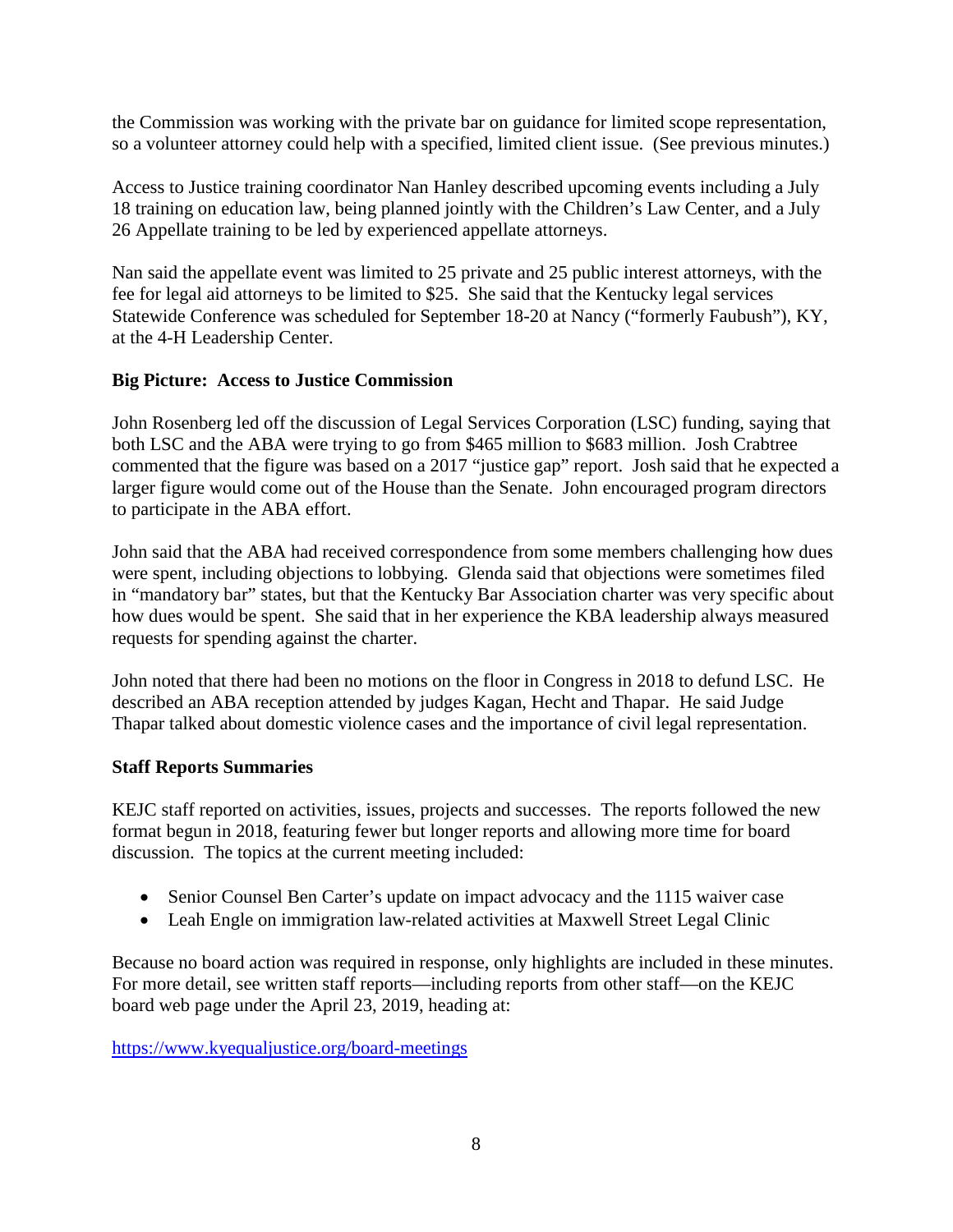the Commission was working with the private bar on guidance for limited scope representation, so a volunteer attorney could help with a specified, limited client issue. (See previous minutes.)

Access to Justice training coordinator Nan Hanley described upcoming events including a July 18 training on education law, being planned jointly with the Children's Law Center, and a July 26 Appellate training to be led by experienced appellate attorneys.

Nan said the appellate event was limited to 25 private and 25 public interest attorneys, with the fee for legal aid attorneys to be limited to $25. She said that the Kentucky legal services Statewide Conference was scheduled for September 18-20 at Nancy ("formerly Faubush"), KY, at the 4-H Leadership Center.

**Big Picture: Access to Justice Commission**

John Rosenberg led off the discussion of Legal Services Corporation (LSC) funding, saying that both LSC and the ABA were trying to go from $465 million to $683 million. Josh Crabtree commented that the figure was based on a 2017 "justice gap" report. Josh said that he expected a larger figure would come out of the House than the Senate. John encouraged program directors to participate in the ABA effort.

John said that the ABA had received correspondence from some members challenging how dues were spent, including objections to lobbying. Glenda said that objections were sometimes filed in "mandatory bar" states, but that the Kentucky Bar Association charter was very specific about how dues would be spent. She said that in her experience the KBA leadership always measured requests for spending against the charter.

John noted that there had been no motions on the floor in Congress in 2018 to defund LSC. He described an ABA reception attended by judges Kagan, Hecht and Thapar. He said Judge Thapar talked about domestic violence cases and the importance of civil legal representation.

**Staff Reports Summaries**

KEJC staff reported on activities, issues, projects and successes. The reports followed the new format begun in 2018, featuring fewer but longer reports and allowing more time for board discussion. The topics at the current meeting included:

- Senior Counsel Ben Carter's update on impact advocacy and the 1115 waiver case
- Leah Engle on immigration law-related activities at Maxwell Street Legal Clinic

Because no board action was required in response, only highlights are included in these minutes. For more detail, see written staff reports—including reports from other staff—on the KEJC board web page under the April 23, 2019, heading at:

https://www.kyequaljustice.org/board-meetings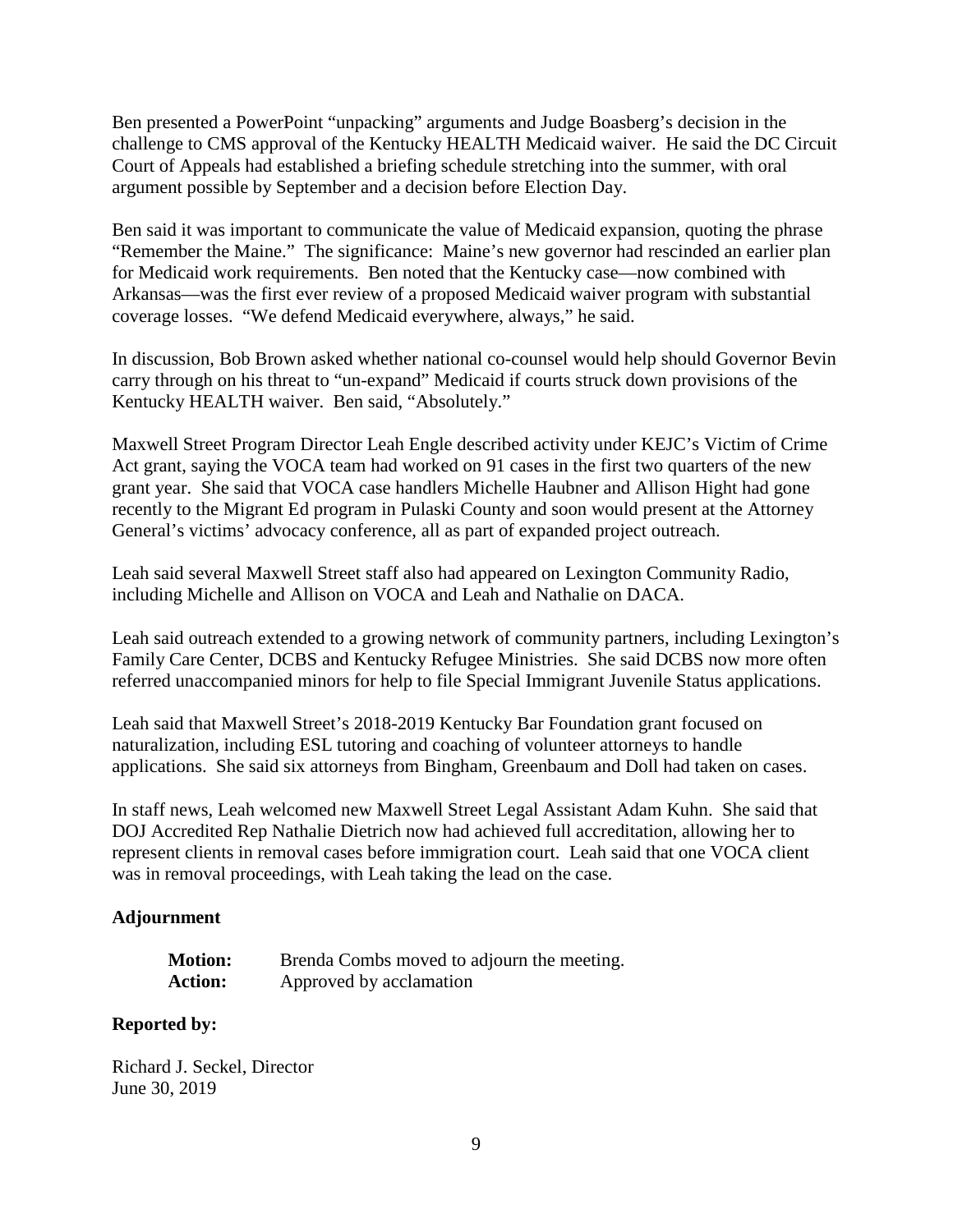Ben presented a PowerPoint "unpacking" arguments and Judge Boasberg's decision in the challenge to CMS approval of the Kentucky HEALTH Medicaid waiver. He said the DC Circuit Court of Appeals had established a briefing schedule stretching into the summer, with oral argument possible by September and a decision before Election Day.

Ben said it was important to communicate the value of Medicaid expansion, quoting the phrase "Remember the Maine." The significance: Maine's new governor had rescinded an earlier plan for Medicaid work requirements. Ben noted that the Kentucky case—now combined with Arkansas—was the first ever review of a proposed Medicaid waiver program with substantial coverage losses. "We defend Medicaid everywhere, always," he said.

In discussion, Bob Brown asked whether national co-counsel would help should Governor Bevin carry through on his threat to "un-expand" Medicaid if courts struck down provisions of the Kentucky HEALTH waiver. Ben said, "Absolutely."

Maxwell Street Program Director Leah Engle described activity under KEJC's Victim of Crime Act grant, saying the VOCA team had worked on 91 cases in the first two quarters of the new grant year. She said that VOCA case handlers Michelle Haubner and Allison Hight had gone recently to the Migrant Ed program in Pulaski County and soon would present at the Attorney General's victims' advocacy conference, all as part of expanded project outreach.

Leah said several Maxwell Street staff also had appeared on Lexington Community Radio, including Michelle and Allison on VOCA and Leah and Nathalie on DACA.

Leah said outreach extended to a growing network of community partners, including Lexington's Family Care Center, DCBS and Kentucky Refugee Ministries. She said DCBS now more often referred unaccompanied minors for help to file Special Immigrant Juvenile Status applications.

Leah said that Maxwell Street's 2018-2019 Kentucky Bar Foundation grant focused on naturalization, including ESL tutoring and coaching of volunteer attorneys to handle applications. She said six attorneys from Bingham, Greenbaum and Doll had taken on cases.

In staff news, Leah welcomed new Maxwell Street Legal Assistant Adam Kuhn. She said that DOJ Accredited Rep Nathalie Dietrich now had achieved full accreditation, allowing her to represent clients in removal cases before immigration court. Leah said that one VOCA client was in removal proceedings, with Leah taking the lead on the case.

## Adjournment

**Motion:** Brenda Combs moved to adjourn the meeting.
**Action:** Approved by acclamation

## Reported by:

Richard J. Seckel, Director
June 30, 2019